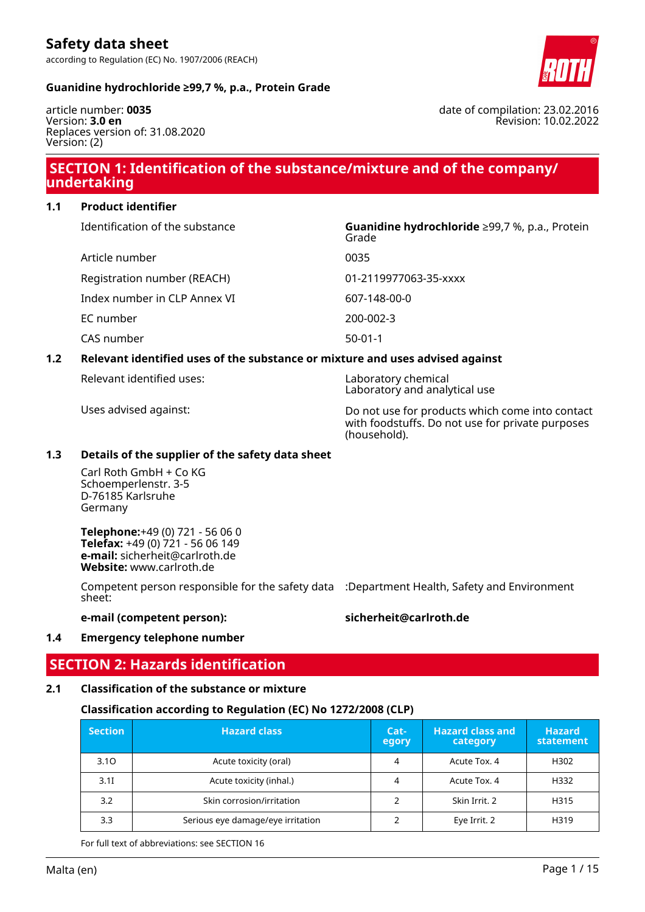# Safety data sheet

according to Regulation (EC) No. 1907/2006 (REACH)

**Guanidine hydrochloride ≥99,7 %, p.a., Protein Grade**

article number: **0035**
Version: **3.0 en**
Replaces version of: 31.08.2020
Version: (2)

date of compilation: 23.02.2016
Revision: 10.02.2022

## SECTION 1: Identification of the substance/mixture and of the company/ undertaking

### 1.1 Product identifier

| | |
|---|---|
| Identification of the substance | **Guanidine hydrochloride** ≥99,7 %, p.a., Protein Grade |
| Article number | 0035 |
| Registration number (REACH) | 01-2119977063-35-xxxx |
| Index number in CLP Annex VI | 607-148-00-0 |
| EC number | 200-002-3 |
| CAS number | 50-01-1 |

### 1.2 Relevant identified uses of the substance or mixture and uses advised against

| | |
|---|---|
| Relevant identified uses: | Laboratory chemical<br>Laboratory and analytical use |
| Uses advised against: | Do not use for products which come into contact with foodstuffs. Do not use for private purposes (household). |

### 1.3 Details of the supplier of the safety data sheet

Carl Roth GmbH + Co KG
Schoemperlenstr. 3-5
D-76185 Karlsruhe
Germany

**Telephone:**+49 (0) 721 - 56 06 0
**Telefax:** +49 (0) 721 - 56 06 149
**e-mail:** sicherheit@carlroth.de
**Website:** www.carlroth.de

Competent person responsible for the safety data sheet: :Department Health, Safety and Environment

**e-mail (competent person):** **sicherheit@carlroth.de**

### 1.4 Emergency telephone number

## SECTION 2: Hazards identification

### 2.1 Classification of the substance or mixture

#### Classification according to Regulation (EC) No 1272/2008 (CLP)

| Section | Hazard class | Category | Hazard class and category | Hazard statement |
|---|---|---|---|---|
| 3.1O | Acute toxicity (oral) | 4 | Acute Tox. 4 | H302 |
| 3.1I | Acute toxicity (inhal.) | 4 | Acute Tox. 4 | H332 |
| 3.2 | Skin corrosion/irritation | 2 | Skin Irrit. 2 | H315 |
| 3.3 | Serious eye damage/eye irritation | 2 | Eye Irrit. 2 | H319 |

For full text of abbreviations: see SECTION 16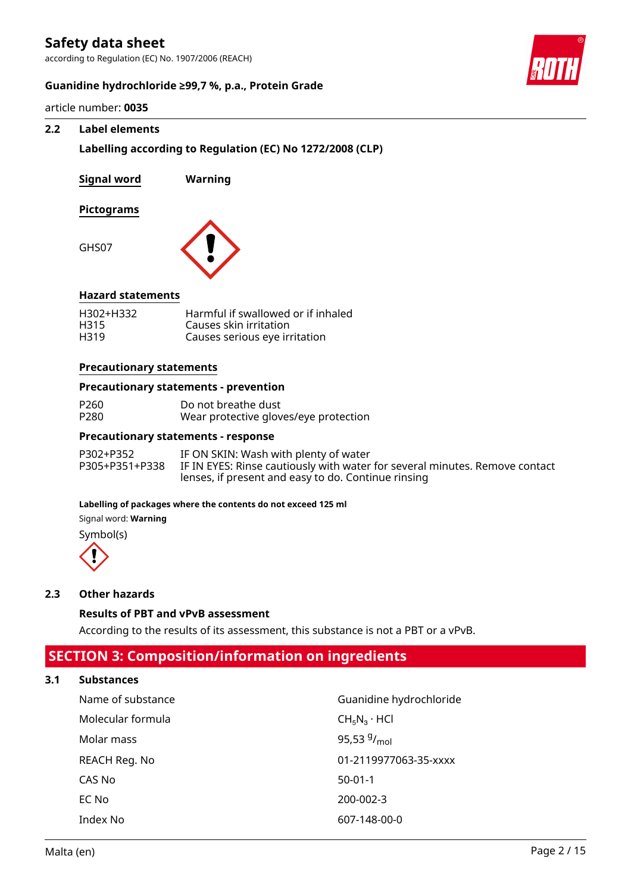## 2.2 Label elements

### Labelling according to Regulation (EC) No 1272/2008 (CLP)

**Signal word** **Warning**

**Pictograms**

GHS07

**Hazard statements**

| | |
|---|---|
| H302+H332 | Harmful if swallowed or if inhaled |
| H315 | Causes skin irritation |
| H319 | Causes serious eye irritation |

**Precautionary statements**

**Precautionary statements - prevention**

| | |
|---|---|
| P260 | Do not breathe dust |
| P280 | Wear protective gloves/eye protection |

**Precautionary statements - response**

| | |
|---|---|
| P302+P352 | IF ON SKIN: Wash with plenty of water |
| P305+P351+P338 | IF IN EYES: Rinse cautiously with water for several minutes. Remove contact lenses, if present and easy to do. Continue rinsing |

**Labelling of packages where the contents do not exceed 125 ml**

Signal word: **Warning**

Symbol(s)

## 2.3 Other hazards

**Results of PBT and vPvB assessment**

According to the results of its assessment, this substance is not a PBT or a vPvB.

# SECTION 3: Composition/information on ingredients

## 3.1 Substances

| | |
|---|---|
| Name of substance | Guanidine hydrochloride |
| Molecular formula | $CH_5N_3 \cdot HCl$ |
| Molar mass | 95,53 $^{g}/_{mol}$ |
| REACH Reg. No | 01-2119977063-35-xxxx |
| CAS No | 50-01-1 |
| EC No | 200-002-3 |
| Index No | 607-148-00-0 |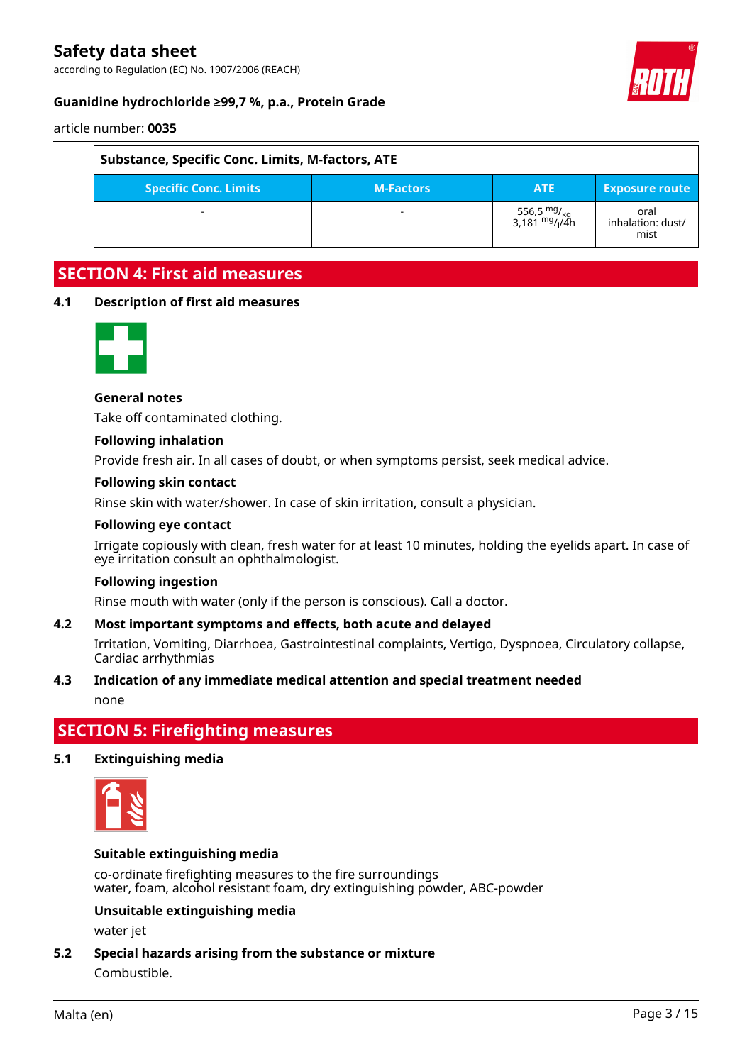| Substance, Specific Conc. Limits, M-factors, ATE | | | |
|---|---|---|---|
| Specific Conc. Limits | M-Factors | ATE | Exposure route |
| - | - | 556,5 $^{mg}/_{kg}$<br>3,181 $^{mg}/_{l}/4h$ | oral<br>inhalation: dust/mist |

## SECTION 4: First aid measures

### 4.1 Description of first aid measures

**General notes**

Take off contaminated clothing.

**Following inhalation**

Provide fresh air. In all cases of doubt, or when symptoms persist, seek medical advice.

**Following skin contact**

Rinse skin with water/shower. In case of skin irritation, consult a physician.

**Following eye contact**

Irrigate copiously with clean, fresh water for at least 10 minutes, holding the eyelids apart. In case of eye irritation consult an ophthalmologist.

**Following ingestion**

Rinse mouth with water (only if the person is conscious). Call a doctor.

### 4.2 Most important symptoms and effects, both acute and delayed

Irritation, Vomiting, Diarrhoea, Gastrointestinal complaints, Vertigo, Dyspnoea, Circulatory collapse, Cardiac arrhythmias

### 4.3 Indication of any immediate medical attention and special treatment needed

none

## SECTION 5: Firefighting measures

### 5.1 Extinguishing media

**Suitable extinguishing media**

co-ordinate firefighting measures to the fire surroundings
water, foam, alcohol resistant foam, dry extinguishing powder, ABC-powder

**Unsuitable extinguishing media**

water jet

### 5.2 Special hazards arising from the substance or mixture

Combustible.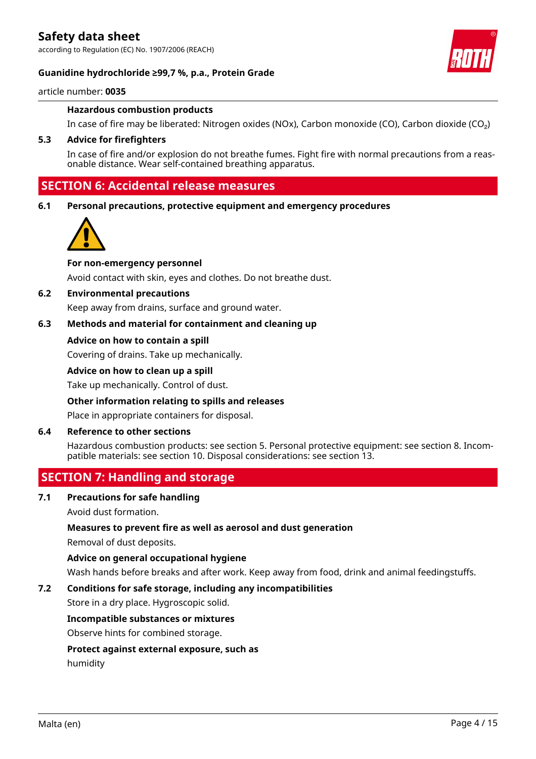#### Hazardous combustion products

In case of fire may be liberated: Nitrogen oxides (NOx), Carbon monoxide (CO), Carbon dioxide ($CO_2$)

### 5.3 Advice for firefighters

In case of fire and/or explosion do not breathe fumes. Fight fire with normal precautions from a reasonable distance. Wear self-contained breathing apparatus.

## SECTION 6: Accidental release measures

### 6.1 Personal precautions, protective equipment and emergency procedures

#### For non-emergency personnel

Avoid contact with skin, eyes and clothes. Do not breathe dust.

### 6.2 Environmental precautions

Keep away from drains, surface and ground water.

### 6.3 Methods and material for containment and cleaning up

#### Advice on how to contain a spill

Covering of drains. Take up mechanically.

#### Advice on how to clean up a spill

Take up mechanically. Control of dust.

#### Other information relating to spills and releases

Place in appropriate containers for disposal.

### 6.4 Reference to other sections

Hazardous combustion products: see section 5. Personal protective equipment: see section 8. Incompatible materials: see section 10. Disposal considerations: see section 13.

## SECTION 7: Handling and storage

### 7.1 Precautions for safe handling

Avoid dust formation.

#### Measures to prevent fire as well as aerosol and dust generation

Removal of dust deposits.

#### Advice on general occupational hygiene

Wash hands before breaks and after work. Keep away from food, drink and animal feedingstuffs.

### 7.2 Conditions for safe storage, including any incompatibilities

Store in a dry place. Hygroscopic solid.

#### Incompatible substances or mixtures

Observe hints for combined storage.

#### Protect against external exposure, such as

humidity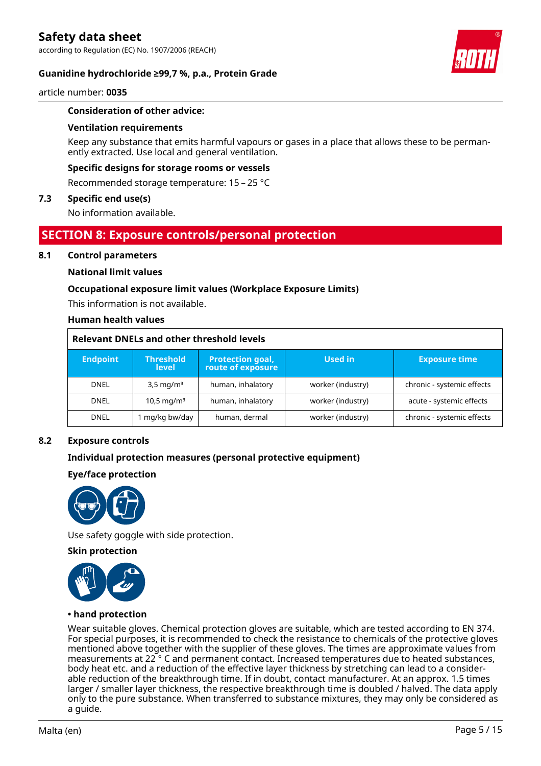**Consideration of other advice:**

**Ventilation requirements**

Keep any substance that emits harmful vapours or gases in a place that allows these to be permanently extracted. Use local and general ventilation.

**Specific designs for storage rooms or vessels**

Recommended storage temperature: 15 – 25 °C

**7.3 Specific end use(s)**

No information available.

## SECTION 8: Exposure controls/personal protection

### 8.1 Control parameters

**National limit values**

**Occupational exposure limit values (Workplace Exposure Limits)**

This information is not available.

**Human health values**

**Relevant DNELs and other threshold levels**

| Endpoint | Threshold level | Protection goal, route of exposure | Used in | Exposure time |
|---|---|---|---|---|
| DNEL | 3,5 mg/m³ | human, inhalatory | worker (industry) | chronic - systemic effects |
| DNEL | 10,5 mg/m³ | human, inhalatory | worker (industry) | acute - systemic effects |
| DNEL | 1 mg/kg bw/day | human, dermal | worker (industry) | chronic - systemic effects |

### 8.2 Exposure controls

**Individual protection measures (personal protective equipment)**

**Eye/face protection**

Use safety goggle with side protection.

**Skin protection**

**• hand protection**

Wear suitable gloves. Chemical protection gloves are suitable, which are tested according to EN 374. For special purposes, it is recommended to check the resistance to chemicals of the protective gloves mentioned above together with the supplier of these gloves. The times are approximate values from measurements at 22 ° C and permanent contact. Increased temperatures due to heated substances, body heat etc. and a reduction of the effective layer thickness by stretching can lead to a considerable reduction of the breakthrough time. If in doubt, contact manufacturer. At an approx. 1.5 times larger / smaller layer thickness, the respective breakthrough time is doubled / halved. The data apply only to the pure substance. When transferred to substance mixtures, they may only be considered as a guide.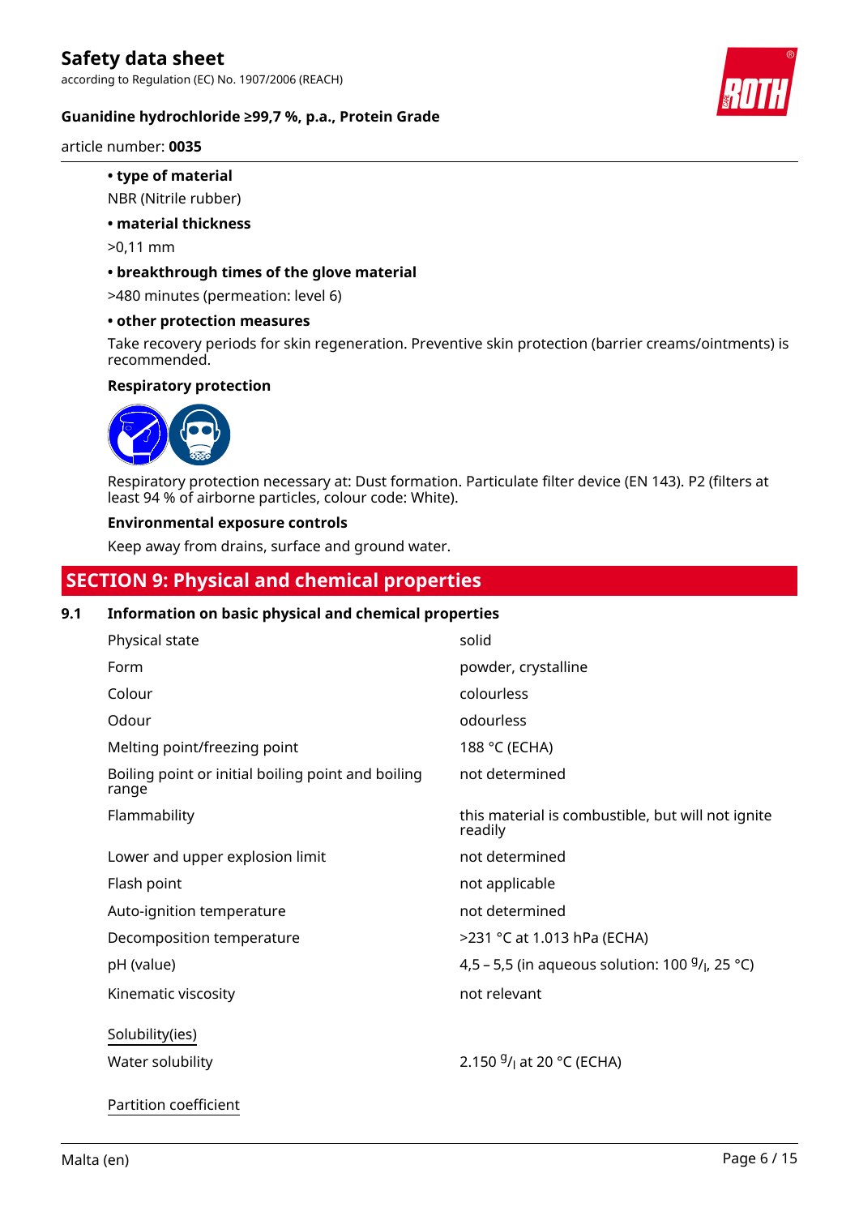• **type of material**

NBR (Nitrile rubber)

• **material thickness**

>0,11 mm

• **breakthrough times of the glove material**

>480 minutes (permeation: level 6)

• **other protection measures**

Take recovery periods for skin regeneration. Preventive skin protection (barrier creams/ointments) is recommended.

**Respiratory protection**

Respiratory protection necessary at: Dust formation. Particulate filter device (EN 143). P2 (filters at least 94 % of airborne particles, colour code: White).

**Environmental exposure controls**

Keep away from drains, surface and ground water.

## SECTION 9: Physical and chemical properties

### 9.1 Information on basic physical and chemical properties

| Property | Value |
|---|---|
| Physical state | solid |
| Form | powder, crystalline |
| Colour | colourless |
| Odour | odourless |
| Melting point/freezing point | 188 °C (ECHA) |
| Boiling point or initial boiling point and boiling range | not determined |
| Flammability | this material is combustible, but will not ignite readily |
| Lower and upper explosion limit | not determined |
| Flash point | not applicable |
| Auto-ignition temperature | not determined |
| Decomposition temperature | >231 °C at 1.013 hPa (ECHA) |
| pH (value) | 4,5 – 5,5 (in aqueous solution: 100 g/l, 25 °C) |
| Kinematic viscosity | not relevant |

Solubility(ies)

| Property | Value |
|---|---|
| Water solubility | 2.150 g/l at 20 °C (ECHA) |

Partition coefficient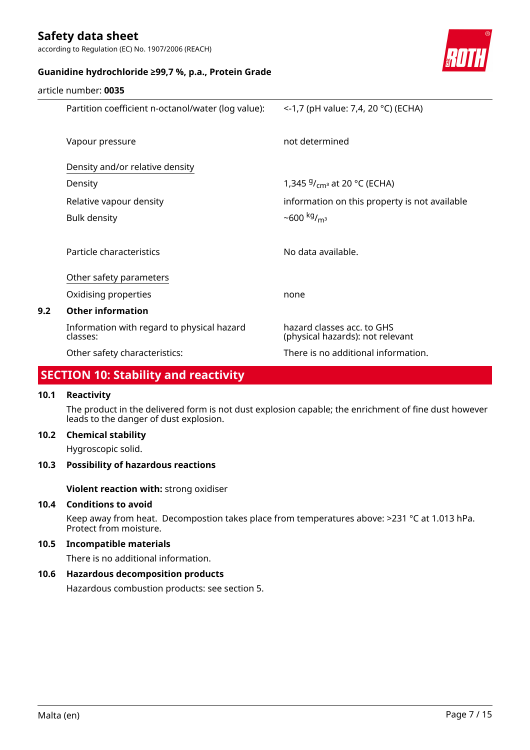| | |
|---|---|
| Partition coefficient n-octanol/water (log value): | <-1,7 (pH value: 7,4, 20 °C) (ECHA) |
| Vapour pressure | not determined |

Density and/or relative density

| | |
|---|---|
| Density | 1,345 $^{g}/_{cm^3}$ at 20 °C (ECHA) |
| Relative vapour density | information on this property is not available |
| Bulk density | ~600 $^{kg}/_{m^3}$ |
| Particle characteristics | No data available. |

Other safety parameters

| | |
|---|---|
| Oxidising properties | none |

**9.2 Other information**

| | |
|---|---|
| Information with regard to physical hazard classes: | hazard classes acc. to GHS (physical hazards): not relevant |
| Other safety characteristics: | There is no additional information. |

## SECTION 10: Stability and reactivity

**10.1 Reactivity**

The product in the delivered form is not dust explosion capable; the enrichment of fine dust however leads to the danger of dust explosion.

**10.2 Chemical stability**

Hygroscopic solid.

**10.3 Possibility of hazardous reactions**

**Violent reaction with:** strong oxidiser

**10.4 Conditions to avoid**

Keep away from heat. Decompostion takes place from temperatures above: >231 °C at 1.013 hPa. Protect from moisture.

**10.5 Incompatible materials**

There is no additional information.

**10.6 Hazardous decomposition products**

Hazardous combustion products: see section 5.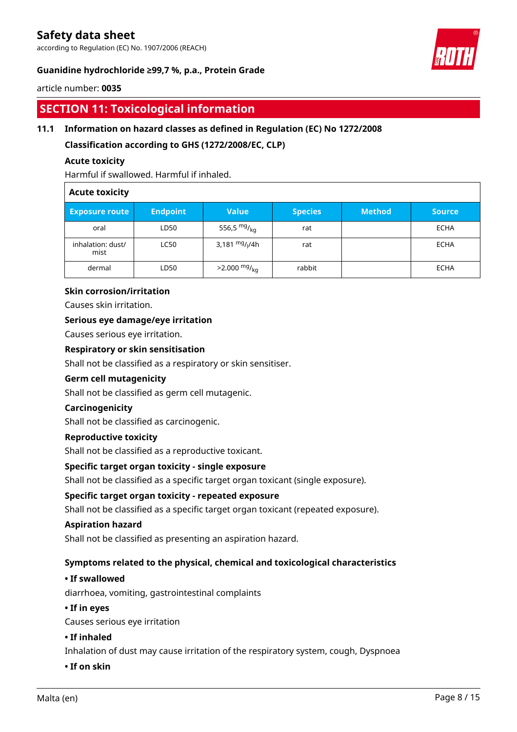## SECTION 11: Toxicological information

### 11.1 Information on hazard classes as defined in Regulation (EC) No 1272/2008

**Classification according to GHS (1272/2008/EC, CLP)**

**Acute toxicity**

Harmful if swallowed. Harmful if inhaled.

**Acute toxicity**

| Exposure route | Endpoint | Value | Species | Method | Source |
|---|---|---|---|---|---|
| oral | LD50 | 556,5 $^{mg}/_{kg}$ | rat | | ECHA |
| inhalation: dust/mist | LC50 | 3,181 $^{mg}/_{l}$/4h | rat | | ECHA |
| dermal | LD50 | >2.000 $^{mg}/_{kg}$ | rabbit | | ECHA |

**Skin corrosion/irritation**

Causes skin irritation.

**Serious eye damage/eye irritation**

Causes serious eye irritation.

**Respiratory or skin sensitisation**

Shall not be classified as a respiratory or skin sensitiser.

**Germ cell mutagenicity**

Shall not be classified as germ cell mutagenic.

**Carcinogenicity**

Shall not be classified as carcinogenic.

**Reproductive toxicity**

Shall not be classified as a reproductive toxicant.

**Specific target organ toxicity - single exposure**

Shall not be classified as a specific target organ toxicant (single exposure).

**Specific target organ toxicity - repeated exposure**

Shall not be classified as a specific target organ toxicant (repeated exposure).

**Aspiration hazard**

Shall not be classified as presenting an aspiration hazard.

**Symptoms related to the physical, chemical and toxicological characteristics**

**• If swallowed**

diarrhoea, vomiting, gastrointestinal complaints

**• If in eyes**

Causes serious eye irritation

**• If inhaled**

Inhalation of dust may cause irritation of the respiratory system, cough, Dyspnoea

**• If on skin**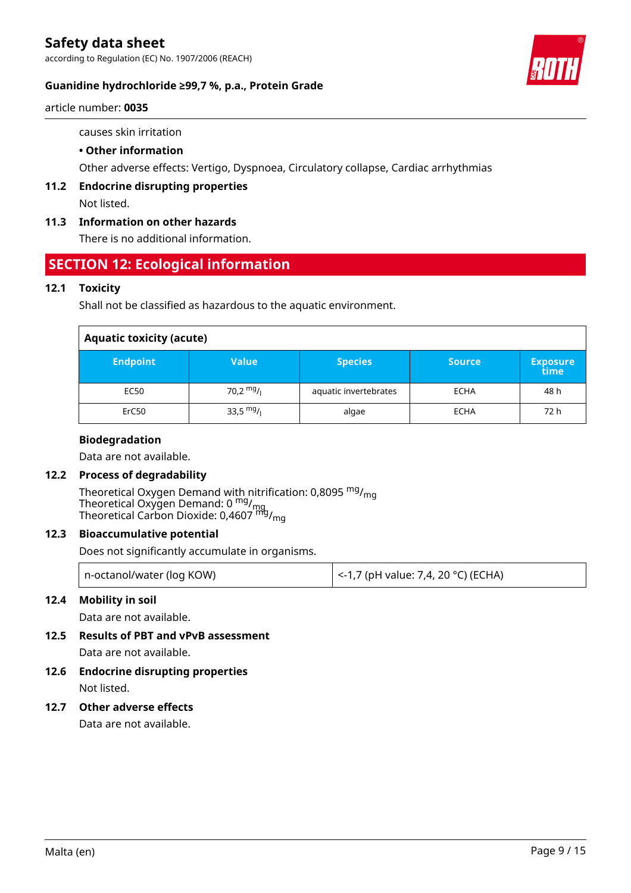causes skin irritation

**• Other information**

Other adverse effects: Vertigo, Dyspnoea, Circulatory collapse, Cardiac arrhythmias

**11.2 Endocrine disrupting properties**

Not listed.

**11.3 Information on other hazards**

There is no additional information.

## SECTION 12: Ecological information

**12.1 Toxicity**

Shall not be classified as hazardous to the aquatic environment.

| Aquatic toxicity (acute) | | | | |
|---|---|---|---|---|
| **Endpoint** | **Value** | **Species** | **Source** | **Exposure time** |
| EC50 | 70,2 $^{mg}/_{l}$ | aquatic invertebrates | ECHA | 48 h |
| ErC50 | 33,5 $^{mg}/_{l}$ | algae | ECHA | 72 h |

**Biodegradation**

Data are not available.

**12.2 Process of degradability**

Theoretical Oxygen Demand with nitrification: 0,8095 $^{mg}/_{mg}$
Theoretical Oxygen Demand: 0 $^{mg}/_{mg}$
Theoretical Carbon Dioxide: 0,4607 $^{mg}/_{mg}$

**12.3 Bioaccumulative potential**

Does not significantly accumulate in organisms.

| n-octanol/water (log KOW) | <-1,7 (pH value: 7,4, 20 °C) (ECHA) |
|---|---|

**12.4 Mobility in soil**

Data are not available.

**12.5 Results of PBT and vPvB assessment**

Data are not available.

**12.6 Endocrine disrupting properties**

Not listed.

**12.7 Other adverse effects**

Data are not available.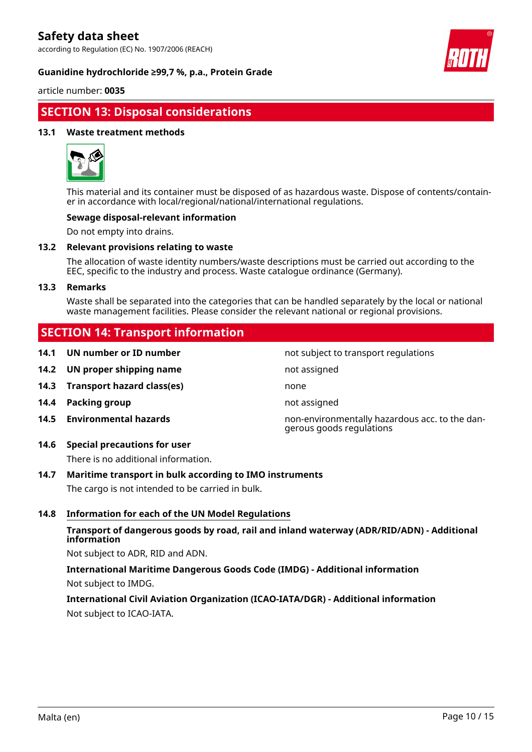## SECTION 13: Disposal considerations

### 13.1 Waste treatment methods

This material and its container must be disposed of as hazardous waste. Dispose of contents/container in accordance with local/regional/national/international regulations.

**Sewage disposal-relevant information**

Do not empty into drains.

### 13.2 Relevant provisions relating to waste

The allocation of waste identity numbers/waste descriptions must be carried out according to the EEC, specific to the industry and process. Waste catalogue ordinance (Germany).

### 13.3 Remarks

Waste shall be separated into the categories that can be handled separately by the local or national waste management facilities. Please consider the relevant national or regional provisions.

## SECTION 14: Transport information

| | | |
|---|---|---|
| **14.1** | **UN number or ID number** | not subject to transport regulations |
| **14.2** | **UN proper shipping name** | not assigned |
| **14.3** | **Transport hazard class(es)** | none |
| **14.4** | **Packing group** | not assigned |
| **14.5** | **Environmental hazards** | non-environmentally hazardous acc. to the dangerous goods regulations |

### 14.6 Special precautions for user

There is no additional information.

### 14.7 Maritime transport in bulk according to IMO instruments

The cargo is not intended to be carried in bulk.

### 14.8 Information for each of the UN Model Regulations

**Transport of dangerous goods by road, rail and inland waterway (ADR/RID/ADN) - Additional information**

Not subject to ADR, RID and ADN.

**International Maritime Dangerous Goods Code (IMDG) - Additional information**

Not subject to IMDG.

**International Civil Aviation Organization (ICAO-IATA/DGR) - Additional information**

Not subject to ICAO-IATA.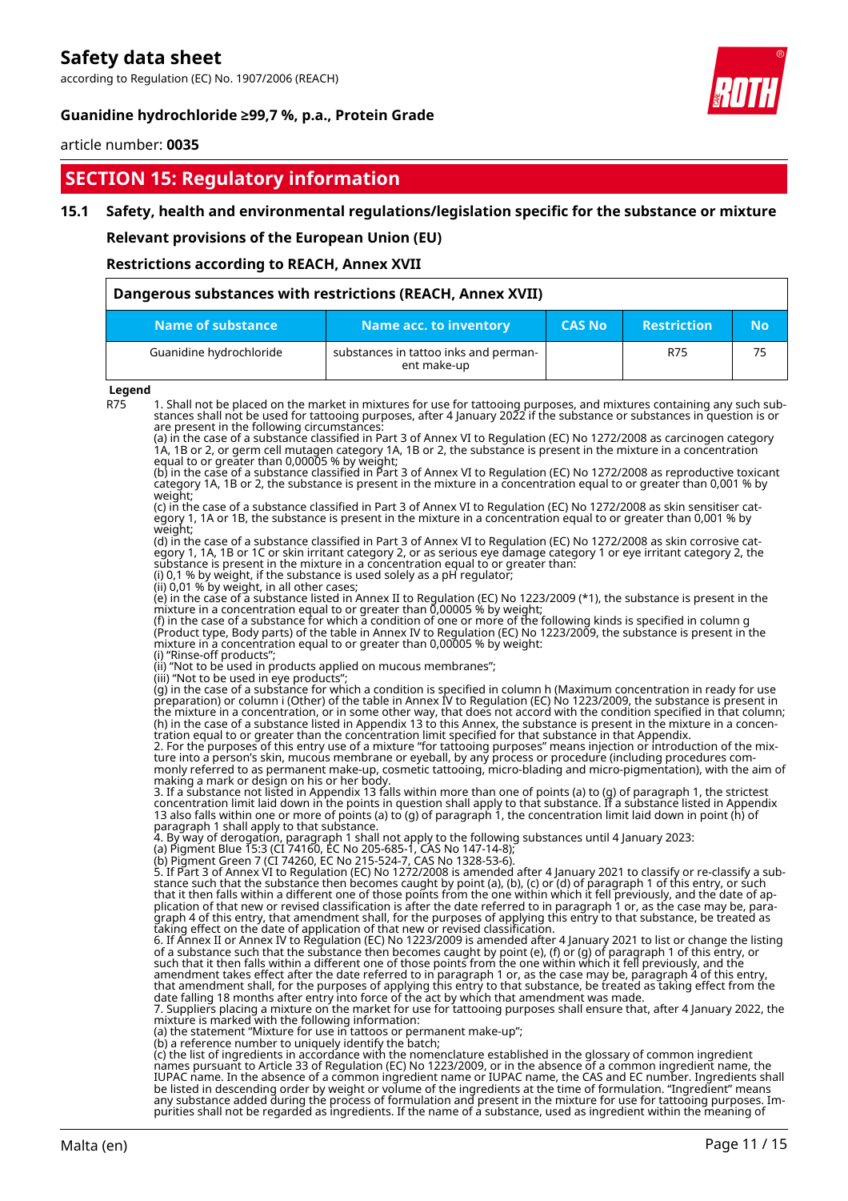## SECTION 15: Regulatory information

### 15.1 Safety, health and environmental regulations/legislation specific for the substance or mixture

**Relevant provisions of the European Union (EU)**

**Restrictions according to REACH, Annex XVII**

| Dangerous substances with restrictions (REACH, Annex XVII) | | | | |
|---|---|---|---|---|
| **Name of substance** | **Name acc. to inventory** | **CAS No** | **Restriction** | **No** |
| Guanidine hydrochloride | substances in tattoo inks and permanent make-up | | R75 | 75 |

**Legend**

R75 1. Shall not be placed on the market in mixtures for use for tattooing purposes, and mixtures containing any such substances shall not be used for tattooing purposes, after 4 January 2022 if the substance or substances in question is or are present in the following circumstances:
(a) in the case of a substance classified in Part 3 of Annex VI to Regulation (EC) No 1272/2008 as carcinogen category 1A, 1B or 2, or germ cell mutagen category 1A, 1B or 2, the substance is present in the mixture in a concentration equal to or greater than 0,00005 % by weight;
(b) in the case of a substance classified in Part 3 of Annex VI to Regulation (EC) No 1272/2008 as reproductive toxicant category 1A, 1B or 2, the substance is present in the mixture in a concentration equal to or greater than 0,001 % by weight;
(c) in the case of a substance classified in Part 3 of Annex VI to Regulation (EC) No 1272/2008 as skin sensitiser category 1, 1A or 1B, the substance is present in the mixture in a concentration equal to or greater than 0,001 % by weight;
(d) in the case of a substance classified in Part 3 of Annex VI to Regulation (EC) No 1272/2008 as skin corrosive category 1, 1A, 1B or 1C or skin irritant category 2, or as serious eye damage category 1 or eye irritant category 2, the substance is present in the mixture in a concentration equal to or greater than:
(i) 0,1 % by weight, if the substance is used solely as a pH regulator;
(ii) 0,01 % by weight, in all other cases;
(e) in the case of a substance listed in Annex II to Regulation (EC) No 1223/2009 (*1), the substance is present in the mixture in a concentration equal to or greater than 0,00005 % by weight;
(f) in the case of a substance for which a condition of one or more of the following kinds is specified in column g (Product type, Body parts) of the table in Annex IV to Regulation (EC) No 1223/2009, the substance is present in the mixture in a concentration equal to or greater than 0,00005 % by weight:
(i) "Rinse-off products";
(ii) "Not to be used in products applied on mucous membranes";
(iii) "Not to be used in eye products";
(g) in the case of a substance for which a condition is specified in column h (Maximum concentration in ready for use preparation) or column i (Other) of the table in Annex IV to Regulation (EC) No 1223/2009, the substance is present in the mixture in a concentration, or in some other way, that does not accord with the condition specified in that column;
(h) in the case of a substance listed in Appendix 13 to this Annex, the substance is present in the mixture in a concentration equal to or greater than the concentration limit specified for that substance in that Appendix.
2. For the purposes of this entry use of a mixture "for tattooing purposes" means injection or introduction of the mixture into a person's skin, mucous membrane or eyeball, by any process or procedure (including procedures commonly referred to as permanent make-up, cosmetic tattooing, micro-blading and micro-pigmentation), with the aim of making a mark or design on his or her body.
3. If a substance not listed in Appendix 13 falls within more than one of points (a) to (g) of paragraph 1, the strictest concentration limit laid down in the points in question shall apply to that substance. If a substance listed in Appendix 13 also falls within one or more of points (a) to (g) of paragraph 1, the concentration limit laid down in point (h) of paragraph 1 shall apply to that substance.
4. By way of derogation, paragraph 1 shall not apply to the following substances until 4 January 2023:
(a) Pigment Blue 15:3 (CI 74160, EC No 205-685-1, CAS No 147-14-8);
(b) Pigment Green 7 (CI 74260, EC No 215-524-7, CAS No 1328-53-6).
5. If Part 3 of Annex VI to Regulation (EC) No 1272/2008 is amended after 4 January 2021 to classify or re-classify a substance such that the substance then becomes caught by point (a), (b), (c) or (d) of paragraph 1 of this entry, or such that it then falls within a different one of those points from the one within which it fell previously, and the date of application of that new or revised classification is after the date referred to in paragraph 1 or, as the case may be, paragraph 4 of this entry, that amendment shall, for the purposes of applying this entry to that substance, be treated as taking effect on the date of application of that new or revised classification.
6. If Annex II or Annex IV to Regulation (EC) 1223/2009 is amended after 4 January 2021 to list or change the listing of a substance such that the substance then becomes caught by point (e), (f) or (g) of paragraph 1 of this entry, or such that it then falls within a different one of those points from the one within which it fell previously, and the amendment takes effect after the date referred to in paragraph 1 or, as the case may be, paragraph 4 of this entry, that amendment shall, for the purposes of applying this entry to that substance, be treated as taking effect from the date falling 18 months after entry into force of the act by which that amendment was made.
7. Suppliers placing a mixture on the market for use for tattooing purposes shall ensure that, after 4 January 2022, the mixture is marked with the following information:
(a) the statement "Mixture for use in tattoos or permanent make-up";
(b) a reference number to uniquely identify the batch;
(c) the list of ingredients in accordance with the nomenclature established in the glossary of common ingredient names pursuant to Article 33 of Regulation (EC) No 1223/2009, or in the absence of a common ingredient name, the IUPAC name. In the absence of a common ingredient name or IUPAC name, the CAS and EC number. Ingredients shall be listed in descending order by weight or volume of the ingredients at the time of formulation. "Ingredient" means any substance added during the process of formulation and present in the mixture for use for tattooing purposes. Impurities shall not be regarded as ingredients. If the name of a substance, used as ingredient within the meaning of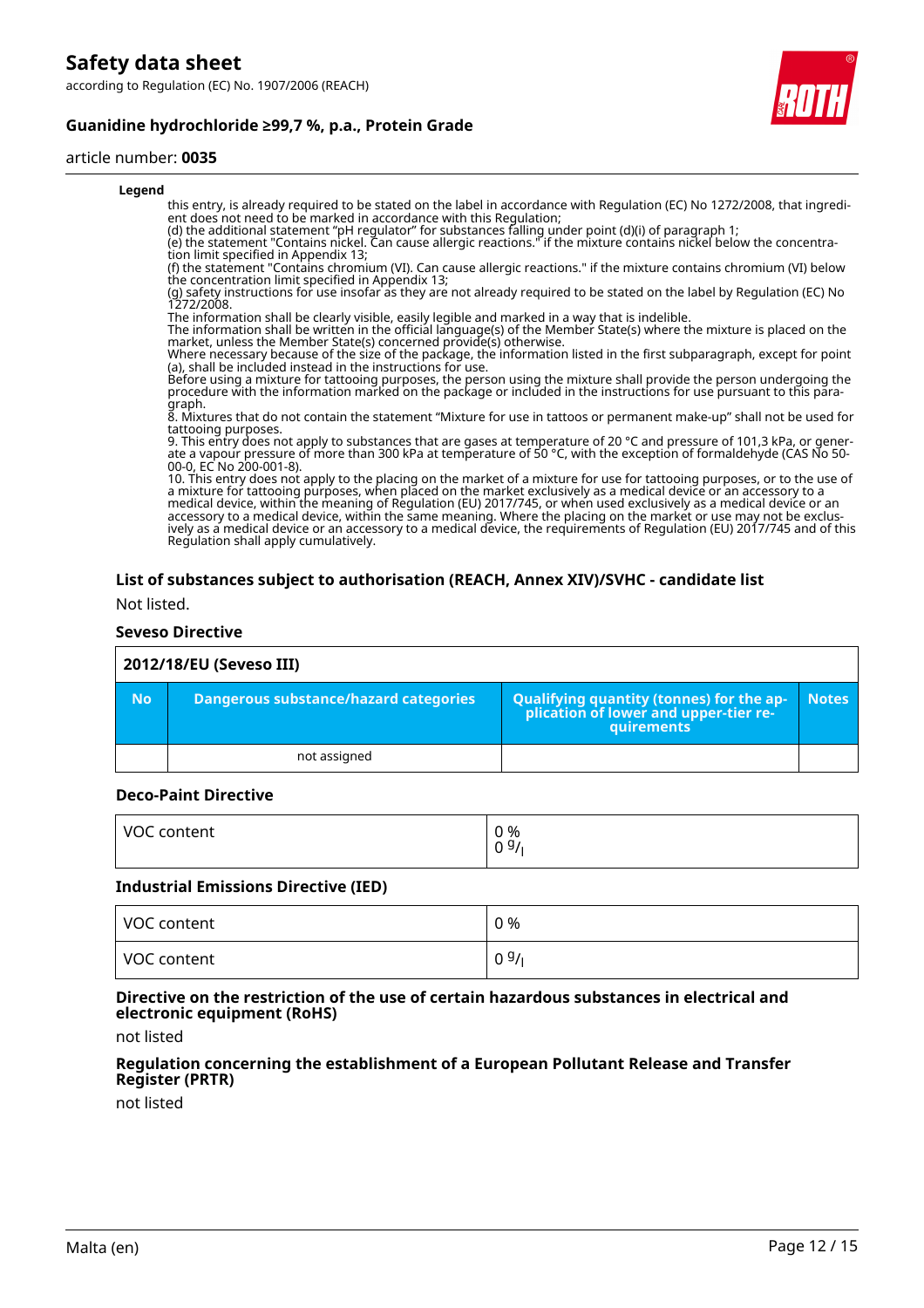**Legend**

this entry, is already required to be stated on the label in accordance with Regulation (EC) No 1272/2008, that ingredient does not need to be marked in accordance with this Regulation;
(d) the additional statement "pH regulator" for substances falling under point (d)(i) of paragraph 1;
(e) the statement "Contains nickel. Can cause allergic reactions." if the mixture contains nickel below the concentration limit specified in Appendix 13;
(f) the statement "Contains chromium (VI). Can cause allergic reactions." if the mixture contains chromium (VI) below the concentration limit specified in Appendix 13;
(g) safety instructions for use insofar as they are not already required to be stated on the label by Regulation (EC) No 1272/2008.
The information shall be clearly visible, easily legible and marked in a way that is indelible.
The information shall be written in the official language(s) of the Member State(s) where the mixture is placed on the market, unless the Member State(s) concerned provide(s) otherwise.
Where necessary because of the size of the package, the information listed in the first subparagraph, except for point (a), shall be included instead in the instructions for use.
Before using a mixture for tattooing purposes, the person using the mixture shall provide the person undergoing the procedure with the information marked on the package or included in the instructions for use pursuant to this paragraph.
8. Mixtures that do not contain the statement "Mixture for use in tattoos or permanent make-up" shall not be used for tattooing purposes.
9. This entry does not apply to substances that are gases at temperature of 20 °C and pressure of 101,3 kPa, or generate a vapour pressure of more than 300 kPa at temperature of 50 °C, with the exception of formaldehyde (CAS No 50-00-0, EC No 200-001-8).
10. This entry does not apply to the placing on the market of a mixture for use for tattooing purposes, or to the use of a mixture for tattooing purposes, when placed on the market exclusively as a medical device or an accessory to a medical device, within the meaning of Regulation (EU) 2017/745, or when used exclusively as a medical device or an accessory to a medical device, within the same meaning. Where the placing on the market or use may not be exclusively as a medical device or an accessory to a medical device, the requirements of Regulation (EU) 2017/745 and of this Regulation shall apply cumulatively.

#### List of substances subject to authorisation (REACH, Annex XIV)/SVHC - candidate list

Not listed.

#### Seveso Directive

| 2012/18/EU (Seveso III) | | | |
|---|---|---|---|
| **No** | **Dangerous substance/hazard categories** | **Qualifying quantity (tonnes) for the application of lower and upper-tier requirements** | **Notes** |
| | not assigned | | |

#### Deco-Paint Directive

| | |
|---|---|
| VOC content | 0 %<br>0 g/l |

#### Industrial Emissions Directive (IED)

| | |
|---|---|
| VOC content | 0 % |
| VOC content | 0 g/l |

#### Directive on the restriction of the use of certain hazardous substances in electrical and electronic equipment (RoHS)

not listed

#### Regulation concerning the establishment of a European Pollutant Release and Transfer Register (PRTR)

not listed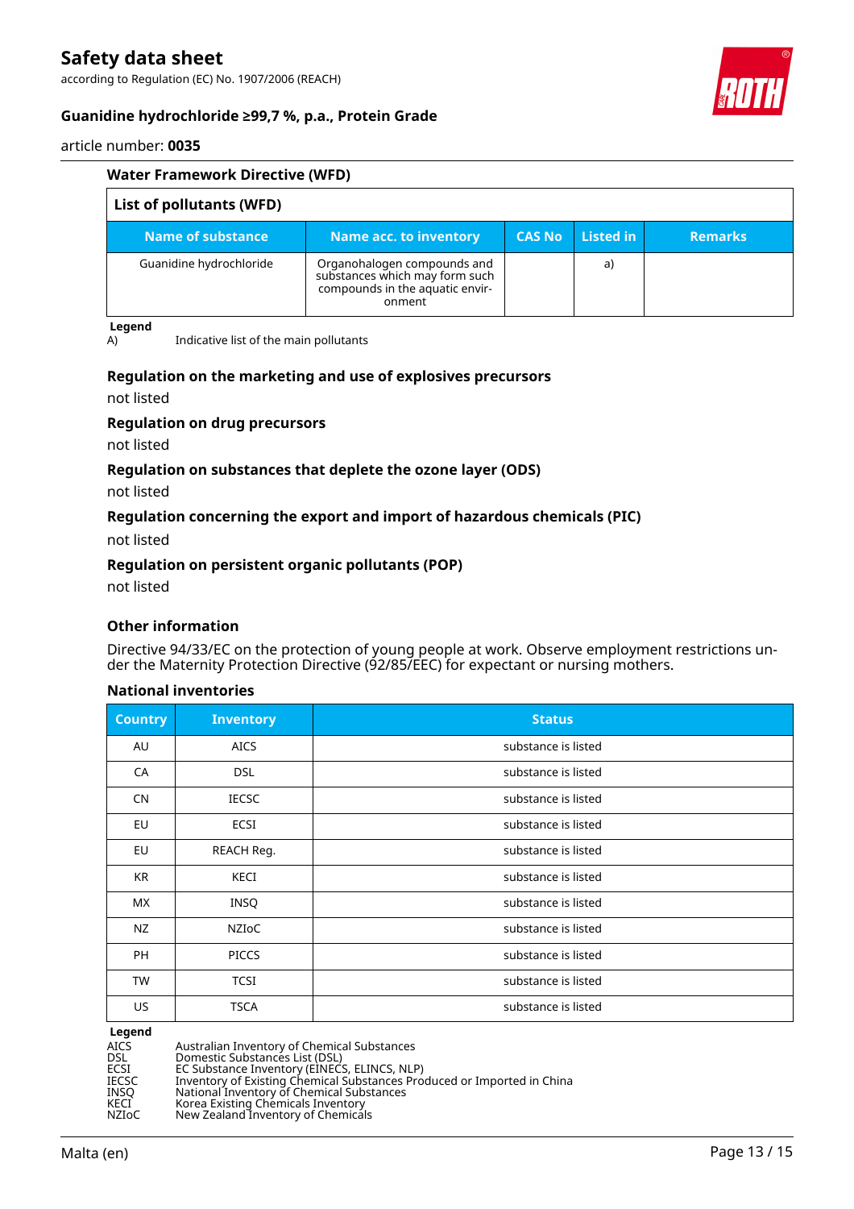### Water Framework Directive (WFD)

| List of pollutants (WFD) | | | | |
|---|---|---|---|---|
| **Name of substance** | **Name acc. to inventory** | **CAS No** | **Listed in** | **Remarks** |
| Guanidine hydrochloride | Organohalogen compounds and substances which may form such compounds in the aquatic environment | | a) | |

**Legend**

A) Indicative list of the main pollutants

### Regulation on the marketing and use of explosives precursors

not listed

### Regulation on drug precursors

not listed

### Regulation on substances that deplete the ozone layer (ODS)

not listed

### Regulation concerning the export and import of hazardous chemicals (PIC)

not listed

### Regulation on persistent organic pollutants (POP)

not listed

### Other information

Directive 94/33/EC on the protection of young people at work. Observe employment restrictions under the Maternity Protection Directive (92/85/EEC) for expectant or nursing mothers.

### National inventories

| Country | Inventory | Status |
|---|---|---|
| AU | AICS | substance is listed |
| CA | DSL | substance is listed |
| CN | IECSC | substance is listed |
| EU | ECSI | substance is listed |
| EU | REACH Reg. | substance is listed |
| KR | KECI | substance is listed |
| MX | INSQ | substance is listed |
| NZ | NZIoC | substance is listed |
| PH | PICCS | substance is listed |
| TW | TCSI | substance is listed |
| US | TSCA | substance is listed |

**Legend**

AICS Australian Inventory of Chemical Substances
DSL Domestic Substances List (DSL)
ECSI EC Substance Inventory (EINECS, ELINCS, NLP)
IECSC Inventory of Existing Chemical Substances Produced or Imported in China
INSQ National Inventory of Chemical Substances
KECI Korea Existing Chemicals Inventory
NZIoC New Zealand Inventory of Chemicals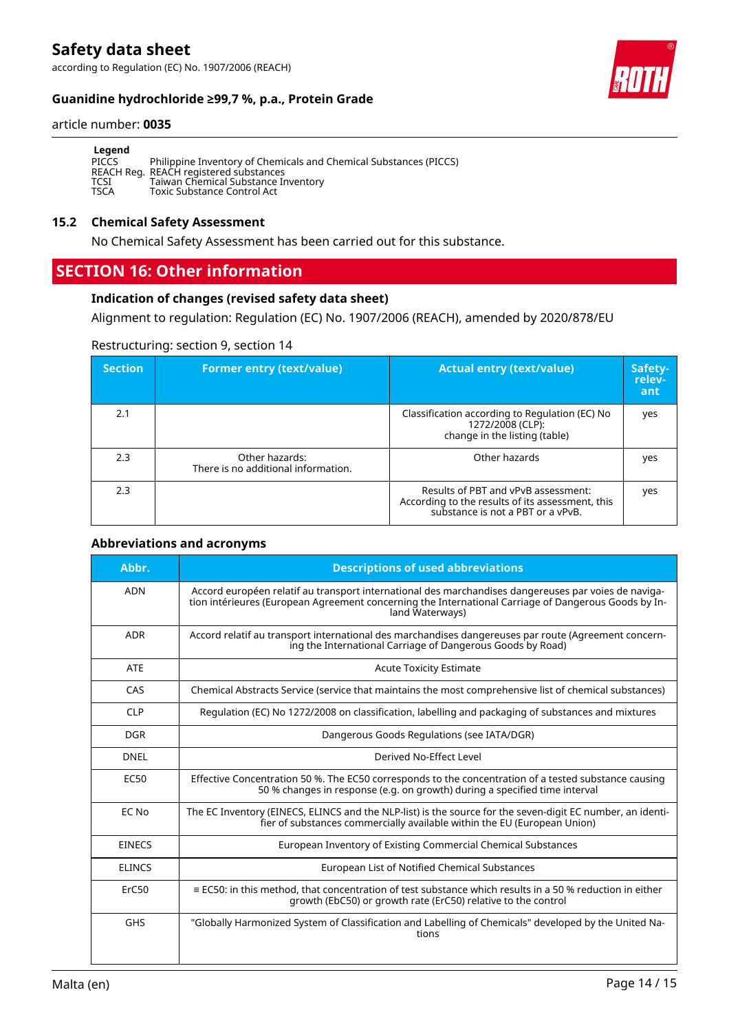**Legend**

| | |
|---|---|
| PICCS | Philippine Inventory of Chemicals and Chemical Substances (PICCS) |
| REACH Reg. | REACH registered substances |
| TCSI | Taiwan Chemical Substance Inventory |
| TSCA | Toxic Substance Control Act |

## 15.2 Chemical Safety Assessment

No Chemical Safety Assessment has been carried out for this substance.

# SECTION 16: Other information

### Indication of changes (revised safety data sheet)

Alignment to regulation: Regulation (EC) No. 1907/2006 (REACH), amended by 2020/878/EU

Restructuring: section 9, section 14

| Section | Former entry (text/value) | Actual entry (text/value) | Safety-relevant |
|---|---|---|---|
| 2.1 | | Classification according to Regulation (EC) No 1272/2008 (CLP): change in the listing (table) | yes |
| 2.3 | Other hazards: There is no additional information. | Other hazards | yes |
| 2.3 | | Results of PBT and vPvB assessment: According to the results of its assessment, this substance is not a PBT or a vPvB. | yes |

### Abbreviations and acronyms

| Abbr. | Descriptions of used abbreviations |
|---|---|
| ADN | Accord européen relatif au transport international des marchandises dangereuses par voies de navigation intérieures (European Agreement concerning the International Carriage of Dangerous Goods by Inland Waterways) |
| ADR | Accord relatif au transport international des marchandises dangereuses par route (Agreement concerning the International Carriage of Dangerous Goods by Road) |
| ATE | Acute Toxicity Estimate |
| CAS | Chemical Abstracts Service (service that maintains the most comprehensive list of chemical substances) |
| CLP | Regulation (EC) No 1272/2008 on classification, labelling and packaging of substances and mixtures |
| DGR | Dangerous Goods Regulations (see IATA/DGR) |
| DNEL | Derived No-Effect Level |
| EC50 | Effective Concentration 50 %. The EC50 corresponds to the concentration of a tested substance causing 50 % changes in response (e.g. on growth) during a specified time interval |
| EC No | The EC Inventory (EINECS, ELINCS and the NLP-list) is the source for the seven-digit EC number, an identifier of substances commercially available within the EU (European Union) |
| EINECS | European Inventory of Existing Commercial Chemical Substances |
| ELINCS | European List of Notified Chemical Substances |
| ErC50 | ≡ EC50: in this method, that concentration of test substance which results in a 50 % reduction in either growth (EbC50) or growth rate (ErC50) relative to the control |
| GHS | "Globally Harmonized System of Classification and Labelling of Chemicals" developed by the United Nations |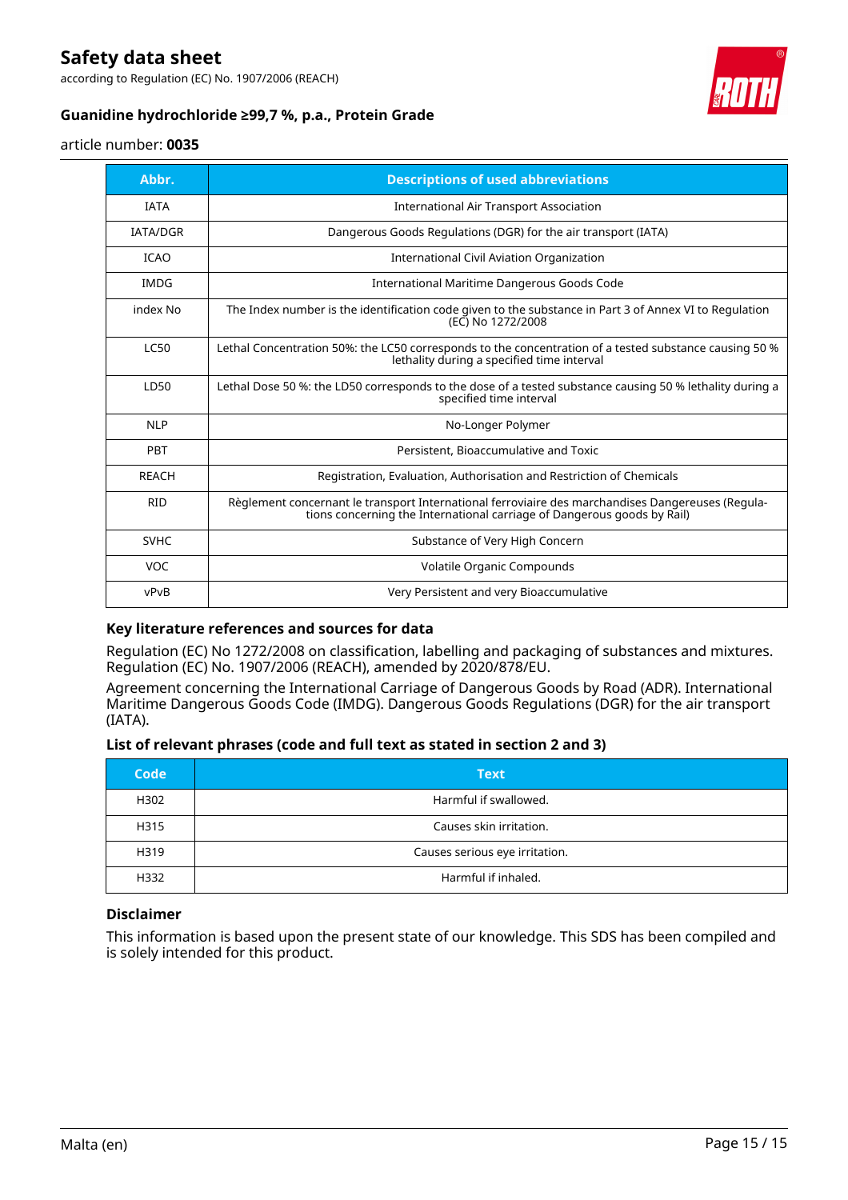| Abbr. | Descriptions of used abbreviations |
|---|---|
| IATA | International Air Transport Association |
| IATA/DGR | Dangerous Goods Regulations (DGR) for the air transport (IATA) |
| ICAO | International Civil Aviation Organization |
| IMDG | International Maritime Dangerous Goods Code |
| index No | The Index number is the identification code given to the substance in Part 3 of Annex VI to Regulation (EC) No 1272/2008 |
| LC50 | Lethal Concentration 50%: the LC50 corresponds to the concentration of a tested substance causing 50 % lethality during a specified time interval |
| LD50 | Lethal Dose 50 %: the LD50 corresponds to the dose of a tested substance causing 50 % lethality during a specified time interval |
| NLP | No-Longer Polymer |
| PBT | Persistent, Bioaccumulative and Toxic |
| REACH | Registration, Evaluation, Authorisation and Restriction of Chemicals |
| RID | Règlement concernant le transport International ferroviaire des marchandises Dangereuses (Regulations concerning the International carriage of Dangerous goods by Rail) |
| SVHC | Substance of Very High Concern |
| VOC | Volatile Organic Compounds |
| vPvB | Very Persistent and very Bioaccumulative |

### Key literature references and sources for data

Regulation (EC) No 1272/2008 on classification, labelling and packaging of substances and mixtures. Regulation (EC) No. 1907/2006 (REACH), amended by 2020/878/EU.

Agreement concerning the International Carriage of Dangerous Goods by Road (ADR). International Maritime Dangerous Goods Code (IMDG). Dangerous Goods Regulations (DGR) for the air transport (IATA).

### List of relevant phrases (code and full text as stated in section 2 and 3)

| Code | Text |
|---|---|
| H302 | Harmful if swallowed. |
| H315 | Causes skin irritation. |
| H319 | Causes serious eye irritation. |
| H332 | Harmful if inhaled. |

### Disclaimer

This information is based upon the present state of our knowledge. This SDS has been compiled and is solely intended for this product.